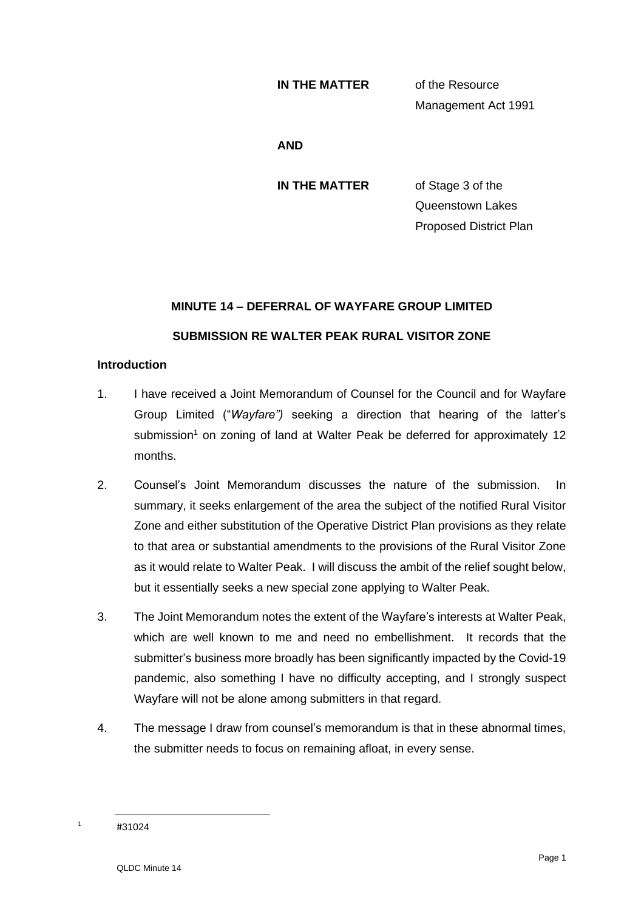**IN THE MATTER** of the Resource Management Act 1991

**AND**

**IN THE MATTER** of Stage 3 of the Queenstown Lakes Proposed District Plan

## MINUTE 14 – DEFERRAL OF WAYFARE GROUP LIMITED SUBMISSION RE WALTER PEAK RURAL VISITOR ZONE

### Introduction

1. I have received a Joint Memorandum of Counsel for the Council and for Wayfare Group Limited ("*Wayfare")* seeking a direction that hearing of the latter's submission[1] on zoning of land at Walter Peak be deferred for approximately 12 months.

2. Counsel's Joint Memorandum discusses the nature of the submission. In summary, it seeks enlargement of the area the subject of the notified Rural Visitor Zone and either substitution of the Operative District Plan provisions as they relate to that area or substantial amendments to the provisions of the Rural Visitor Zone as it would relate to Walter Peak. I will discuss the ambit of the relief sought below, but it essentially seeks a new special zone applying to Walter Peak.

3. The Joint Memorandum notes the extent of the Wayfare's interests at Walter Peak, which are well known to me and need no embellishment. It records that the submitter's business more broadly has been significantly impacted by the Covid-19 pandemic, also something I have no difficulty accepting, and I strongly suspect Wayfare will not be alone among submitters in that regard.

4. The message I draw from counsel's memorandum is that in these abnormal times, the submitter needs to focus on remaining afloat, in every sense.

[1] #31024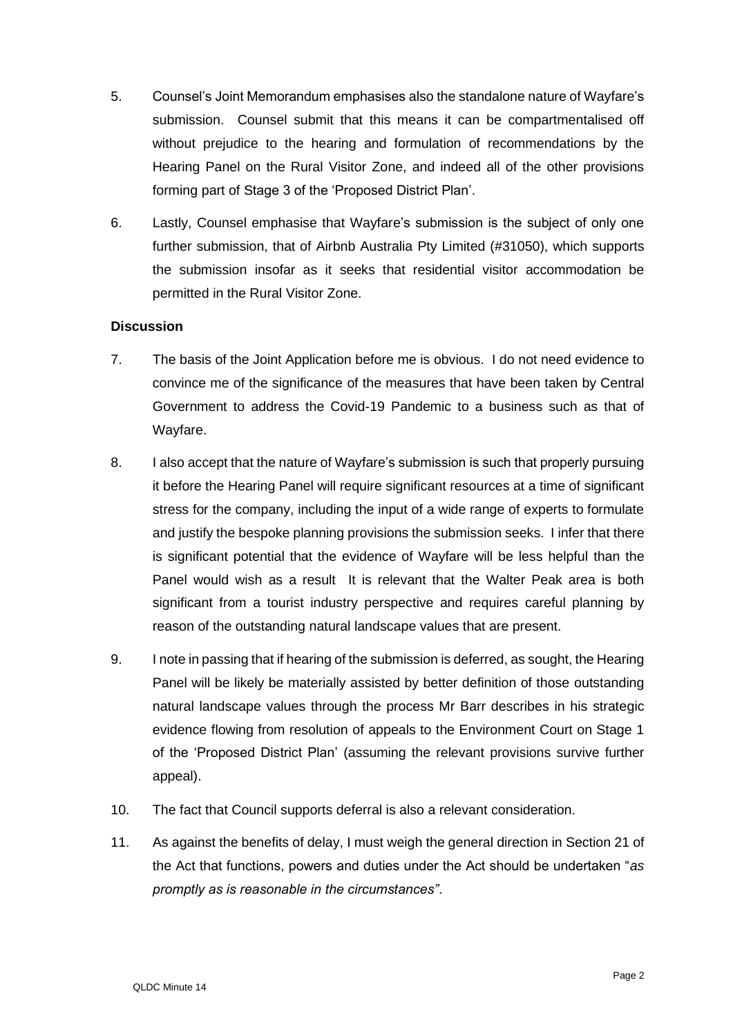5. Counsel's Joint Memorandum emphasises also the standalone nature of Wayfare's submission. Counsel submit that this means it can be compartmentalised off without prejudice to the hearing and formulation of recommendations by the Hearing Panel on the Rural Visitor Zone, and indeed all of the other provisions forming part of Stage 3 of the 'Proposed District Plan'.

6. Lastly, Counsel emphasise that Wayfare's submission is the subject of only one further submission, that of Airbnb Australia Pty Limited (#31050), which supports the submission insofar as it seeks that residential visitor accommodation be permitted in the Rural Visitor Zone.

**Discussion**

7. The basis of the Joint Application before me is obvious. I do not need evidence to convince me of the significance of the measures that have been taken by Central Government to address the Covid-19 Pandemic to a business such as that of Wayfare.

8. I also accept that the nature of Wayfare's submission is such that properly pursuing it before the Hearing Panel will require significant resources at a time of significant stress for the company, including the input of a wide range of experts to formulate and justify the bespoke planning provisions the submission seeks. I infer that there is significant potential that the evidence of Wayfare will be less helpful than the Panel would wish as a result It is relevant that the Walter Peak area is both significant from a tourist industry perspective and requires careful planning by reason of the outstanding natural landscape values that are present.

9. I note in passing that if hearing of the submission is deferred, as sought, the Hearing Panel will be likely be materially assisted by better definition of those outstanding natural landscape values through the process Mr Barr describes in his strategic evidence flowing from resolution of appeals to the Environment Court on Stage 1 of the 'Proposed District Plan' (assuming the relevant provisions survive further appeal).

10. The fact that Council supports deferral is also a relevant consideration.

11. As against the benefits of delay, I must weigh the general direction in Section 21 of the Act that functions, powers and duties under the Act should be undertaken "*as promptly as is reasonable in the circumstances"*.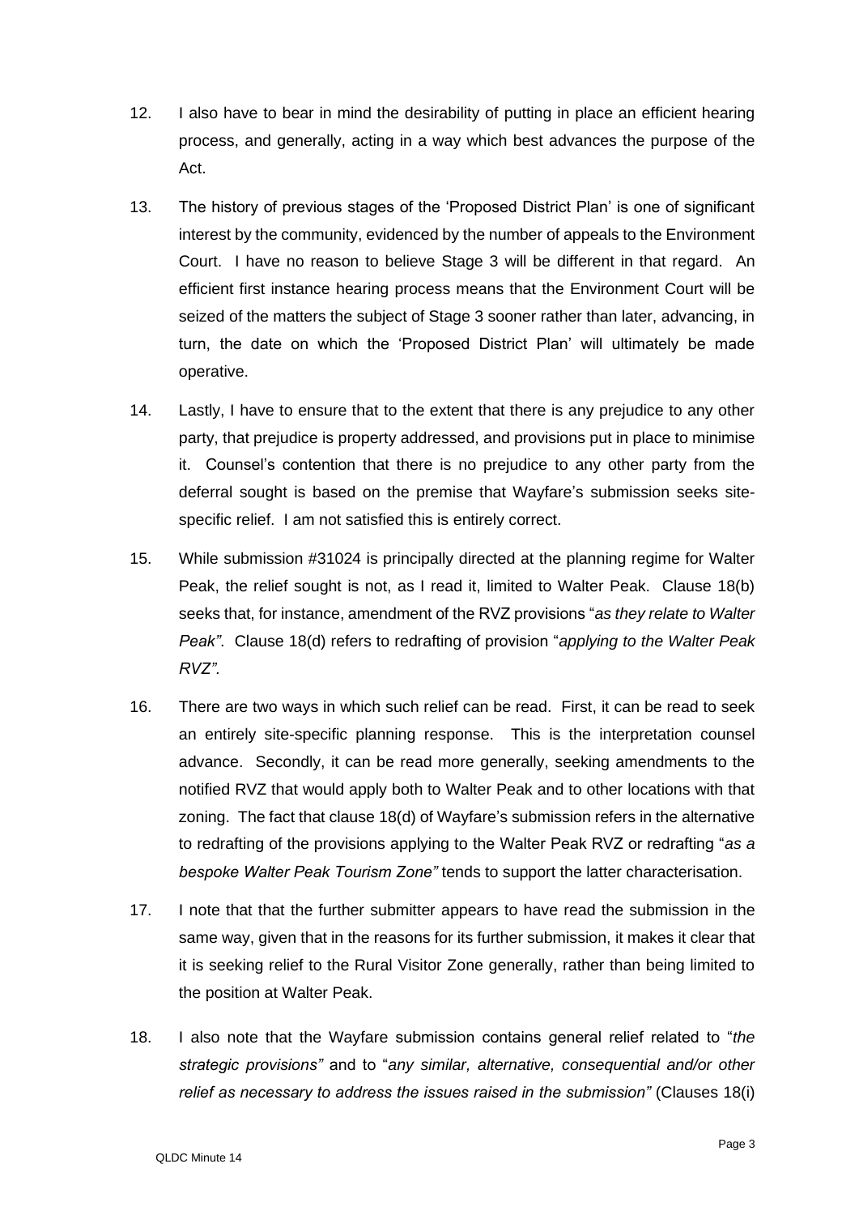12. I also have to bear in mind the desirability of putting in place an efficient hearing process, and generally, acting in a way which best advances the purpose of the Act.

13. The history of previous stages of the 'Proposed District Plan' is one of significant interest by the community, evidenced by the number of appeals to the Environment Court. I have no reason to believe Stage 3 will be different in that regard. An efficient first instance hearing process means that the Environment Court will be seized of the matters the subject of Stage 3 sooner rather than later, advancing, in turn, the date on which the 'Proposed District Plan' will ultimately be made operative.

14. Lastly, I have to ensure that to the extent that there is any prejudice to any other party, that prejudice is property addressed, and provisions put in place to minimise it. Counsel's contention that there is no prejudice to any other party from the deferral sought is based on the premise that Wayfare's submission seeks site-specific relief. I am not satisfied this is entirely correct.

15. While submission #31024 is principally directed at the planning regime for Walter Peak, the relief sought is not, as I read it, limited to Walter Peak. Clause 18(b) seeks that, for instance, amendment of the RVZ provisions "*as they relate to Walter Peak*". Clause 18(d) refers to redrafting of provision "*applying to the Walter Peak RVZ*".

16. There are two ways in which such relief can be read. First, it can be read to seek an entirely site-specific planning response. This is the interpretation counsel advance. Secondly, it can be read more generally, seeking amendments to the notified RVZ that would apply both to Walter Peak and to other locations with that zoning. The fact that clause 18(d) of Wayfare's submission refers in the alternative to redrafting of the provisions applying to the Walter Peak RVZ or redrafting "*as a bespoke Walter Peak Tourism Zone*" tends to support the latter characterisation.

17. I note that that the further submitter appears to have read the submission in the same way, given that in the reasons for its further submission, it makes it clear that it is seeking relief to the Rural Visitor Zone generally, rather than being limited to the position at Walter Peak.

18. I also note that the Wayfare submission contains general relief related to "*the strategic provisions*" and to "*any similar, alternative, consequential and/or other relief as necessary to address the issues raised in the submission*" (Clauses 18(i)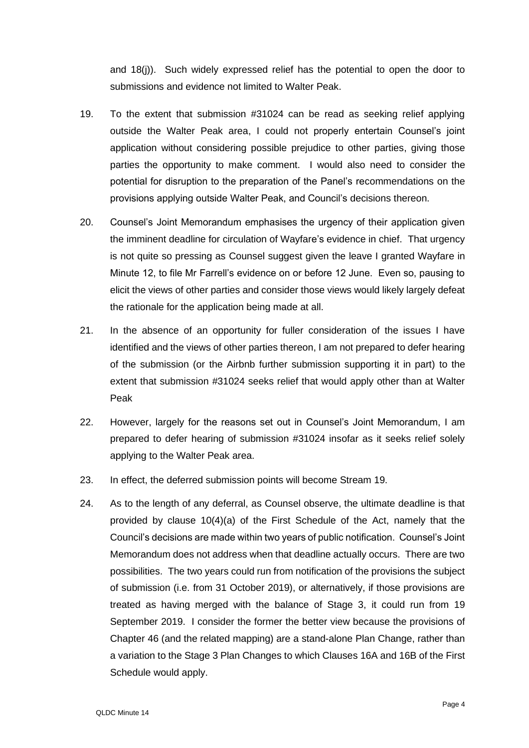and 18(j)). Such widely expressed relief has the potential to open the door to submissions and evidence not limited to Walter Peak.

19. To the extent that submission #31024 can be read as seeking relief applying outside the Walter Peak area, I could not properly entertain Counsel's joint application without considering possible prejudice to other parties, giving those parties the opportunity to make comment. I would also need to consider the potential for disruption to the preparation of the Panel's recommendations on the provisions applying outside Walter Peak, and Council's decisions thereon.

20. Counsel's Joint Memorandum emphasises the urgency of their application given the imminent deadline for circulation of Wayfare's evidence in chief. That urgency is not quite so pressing as Counsel suggest given the leave I granted Wayfare in Minute 12, to file Mr Farrell's evidence on or before 12 June. Even so, pausing to elicit the views of other parties and consider those views would likely largely defeat the rationale for the application being made at all.

21. In the absence of an opportunity for fuller consideration of the issues I have identified and the views of other parties thereon, I am not prepared to defer hearing of the submission (or the Airbnb further submission supporting it in part) to the extent that submission #31024 seeks relief that would apply other than at Walter Peak

22. However, largely for the reasons set out in Counsel's Joint Memorandum, I am prepared to defer hearing of submission #31024 insofar as it seeks relief solely applying to the Walter Peak area.

23. In effect, the deferred submission points will become Stream 19.

24. As to the length of any deferral, as Counsel observe, the ultimate deadline is that provided by clause 10(4)(a) of the First Schedule of the Act, namely that the Council's decisions are made within two years of public notification. Counsel's Joint Memorandum does not address when that deadline actually occurs. There are two possibilities. The two years could run from notification of the provisions the subject of submission (i.e. from 31 October 2019), or alternatively, if those provisions are treated as having merged with the balance of Stage 3, it could run from 19 September 2019. I consider the former the better view because the provisions of Chapter 46 (and the related mapping) are a stand-alone Plan Change, rather than a variation to the Stage 3 Plan Changes to which Clauses 16A and 16B of the First Schedule would apply.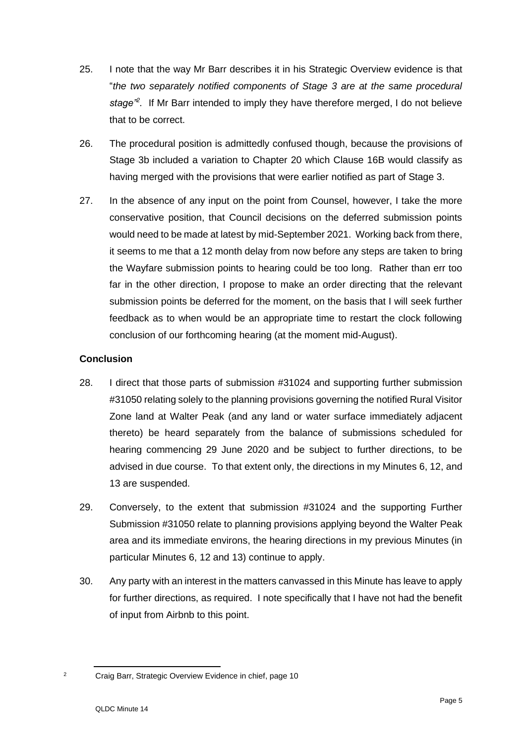25. I note that the way Mr Barr describes it in his Strategic Overview evidence is that "*the two separately notified components of Stage 3 are at the same procedural stage*"[2]. If Mr Barr intended to imply they have therefore merged, I do not believe that to be correct.

26. The procedural position is admittedly confused though, because the provisions of Stage 3b included a variation to Chapter 20 which Clause 16B would classify as having merged with the provisions that were earlier notified as part of Stage 3.

27. In the absence of any input on the point from Counsel, however, I take the more conservative position, that Council decisions on the deferred submission points would need to be made at latest by mid-September 2021. Working back from there, it seems to me that a 12 month delay from now before any steps are taken to bring the Wayfare submission points to hearing could be too long. Rather than err too far in the other direction, I propose to make an order directing that the relevant submission points be deferred for the moment, on the basis that I will seek further feedback as to when would be an appropriate time to restart the clock following conclusion of our forthcoming hearing (at the moment mid-August).

**Conclusion**

28. I direct that those parts of submission #31024 and supporting further submission #31050 relating solely to the planning provisions governing the notified Rural Visitor Zone land at Walter Peak (and any land or water surface immediately adjacent thereto) be heard separately from the balance of submissions scheduled for hearing commencing 29 June 2020 and be subject to further directions, to be advised in due course. To that extent only, the directions in my Minutes 6, 12, and 13 are suspended.

29. Conversely, to the extent that submission #31024 and the supporting Further Submission #31050 relate to planning provisions applying beyond the Walter Peak area and its immediate environs, the hearing directions in my previous Minutes (in particular Minutes 6, 12 and 13) continue to apply.

30. Any party with an interest in the matters canvassed in this Minute has leave to apply for further directions, as required. I note specifically that I have not had the benefit of input from Airbnb to this point.

---

[2] Craig Barr, Strategic Overview Evidence in chief, page 10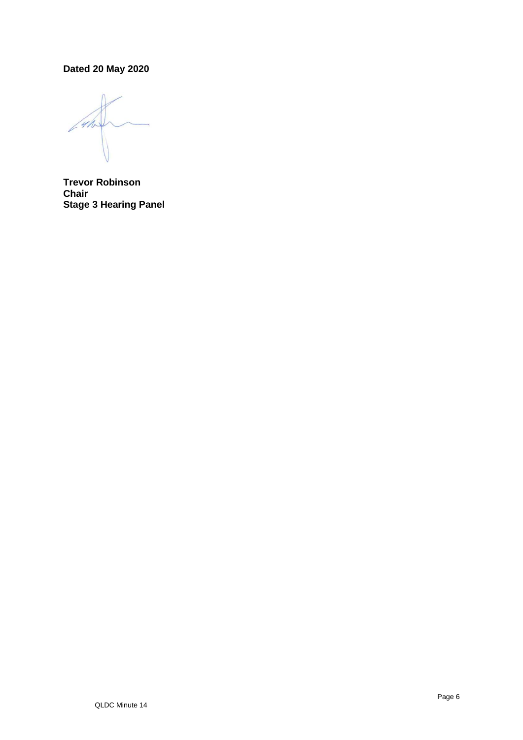**Dated 20 May 2020**

**Trevor Robinson**
**Chair**
**Stage 3 Hearing Panel**